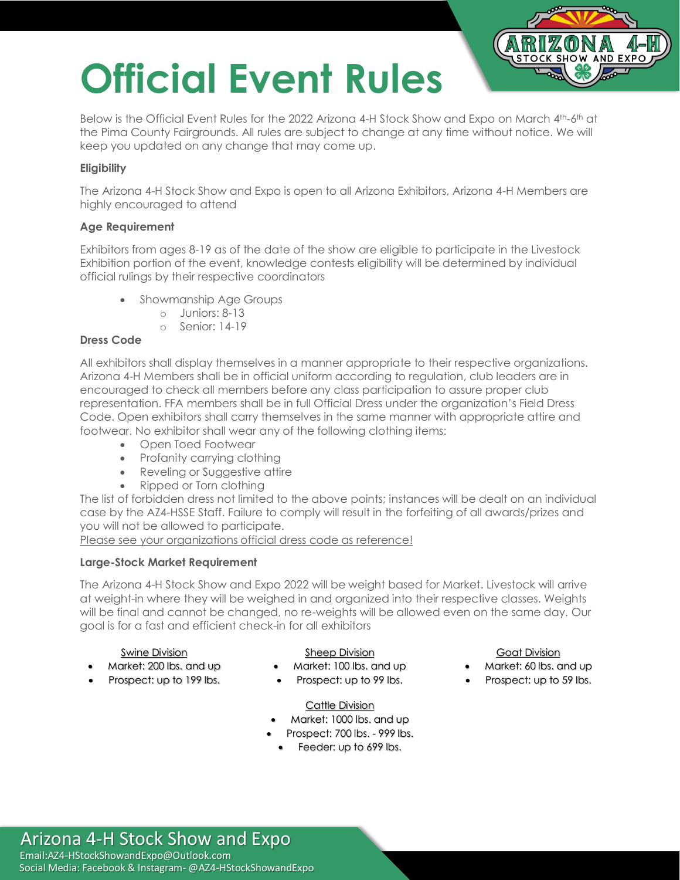// Official Event Rules

# Official Event Rules

Below is the Official Event Rules for the 2022 Arizona 4-H Stock Show and Expo on March 4th-6th at the Pima County Fairgrounds. All rules are subject to change at any time without notice. We will keep you updated on any change that may come up.

**Eligibility**

The Arizona 4-H Stock Show and Expo is open to all Arizona Exhibitors, Arizona 4-H Members are highly encouraged to attend

**Age Requirement**

Exhibitors from ages 8-19 as of the date of the show are eligible to participate in the Livestock Exhibition portion of the event, knowledge contests eligibility will be determined by individual official rulings by their respective coordinators

- Showmanship Age Groups
  - Juniors: 8-13
  - Senior: 14-19

**Dress Code**

All exhibitors shall display themselves in a manner appropriate to their respective organizations. Arizona 4-H Members shall be in official uniform according to regulation, club leaders are in encouraged to check all members before any class participation to assure proper club representation. FFA members shall be in full Official Dress under the organization's Field Dress Code. Open exhibitors shall carry themselves in the same manner with appropriate attire and footwear. No exhibitor shall wear any of the following clothing items:

- Open Toed Footwear
- Profanity carrying clothing
- Reveling or Suggestive attire
- Ripped or Torn clothing

The list of forbidden dress not limited to the above points; instances will be dealt on an individual case by the AZ4-HSSE Staff. Failure to comply will result in the forfeiting of all awards/prizes and you will not be allowed to participate.

<u>Please see your organizations official dress code as reference!</u>

**Large-Stock Market Requirement**

The Arizona 4-H Stock Show and Expo 2022 will be weight based for Market. Livestock will arrive at weight-in where they will be weighed in and organized into their respective classes. Weights will be final and cannot be changed, no re-weights will be allowed even on the same day. Our goal is for a fast and efficient check-in for all exhibitors

<u>Swine Division</u>

- Market: 200 lbs. and up
- Prospect: up to 199 lbs.

<u>Sheep Division</u>

- Market: 100 lbs. and up
- Prospect: up to 99 lbs.

<u>Goat Division</u>

- Market: 60 lbs. and up
- Prospect: up to 59 lbs.

<u>Cattle Division</u>

- Market: 1000 lbs. and up
- Prospect: 700 lbs. - 999 lbs.
- Feeder: up to 699 lbs.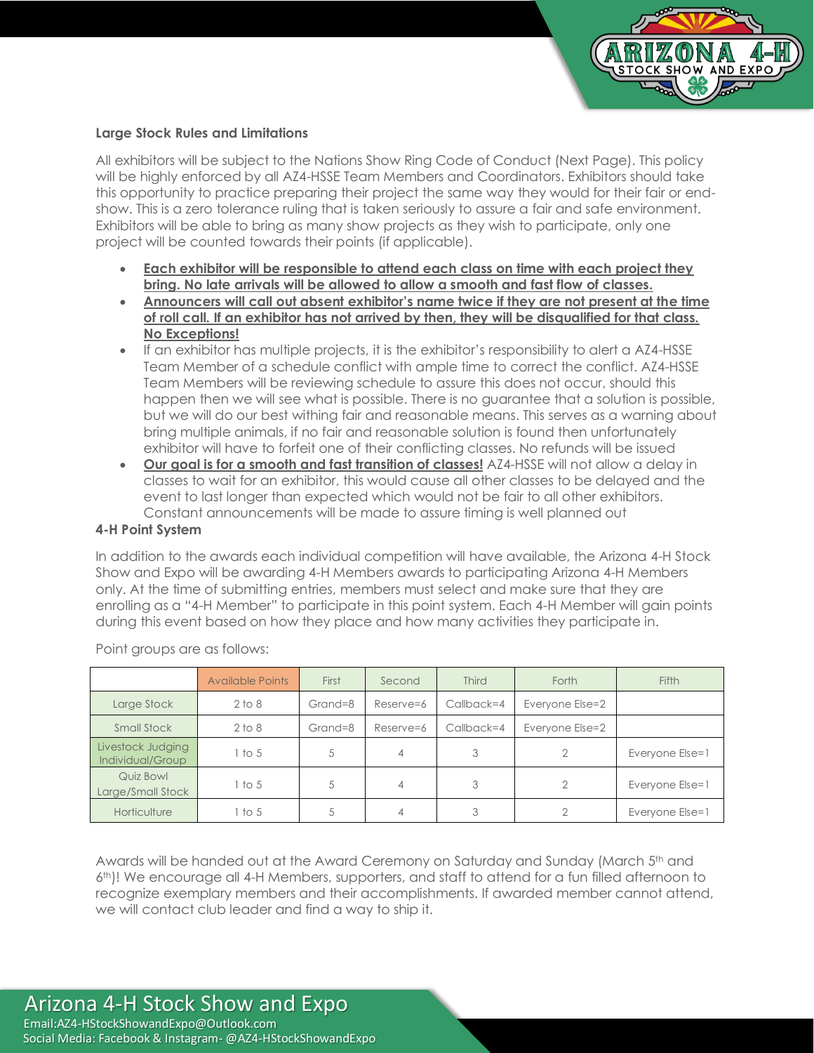### Large Stock Rules and Limitations

All exhibitors will be subject to the Nations Show Ring Code of Conduct (Next Page). This policy will be highly enforced by all AZ4-HSSE Team Members and Coordinators. Exhibitors should take this opportunity to practice preparing their project the same way they would for their fair or end-show. This is a zero tolerance ruling that is taken seriously to assure a fair and safe environment. Exhibitors will be able to bring as many show projects as they wish to participate, only one project will be counted towards their points (if applicable).

- **Each exhibitor will be responsible to attend each class on time with each project they bring. No late arrivals will be allowed to allow a smooth and fast flow of classes.**
- **Announcers will call out absent exhibitor's name twice if they are not present at the time of roll call. If an exhibitor has not arrived by then, they will be disqualified for that class. No Exceptions!**
- If an exhibitor has multiple projects, it is the exhibitor's responsibility to alert a AZ4-HSSE Team Member of a schedule conflict with ample time to correct the conflict. AZ4-HSSE Team Members will be reviewing schedule to assure this does not occur, should this happen then we will see what is possible. There is no guarantee that a solution is possible, but we will do our best withing fair and reasonable means. This serves as a warning about bring multiple animals, if no fair and reasonable solution is found then unfortunately exhibitor will have to forfeit one of their conflicting classes. No refunds will be issued
- **Our goal is for a smooth and fast transition of classes!** AZ4-HSSE will not allow a delay in classes to wait for an exhibitor, this would cause all other classes to be delayed and the event to last longer than expected which would not be fair to all other exhibitors. Constant announcements will be made to assure timing is well planned out

### 4-H Point System

In addition to the awards each individual competition will have available, the Arizona 4-H Stock Show and Expo will be awarding 4-H Members awards to participating Arizona 4-H Members only. At the time of submitting entries, members must select and make sure that they are enrolling as a "4-H Member" to participate in this point system. Each 4-H Member will gain points during this event based on how they place and how many activities they participate in.

Point groups are as follows:

| | Available Points | First | Second | Third | Forth | Fifth |
|---|---|---|---|---|---|---|
| Large Stock | 2 to 8 | Grand=8 | Reserve=6 | Callback=4 | Everyone Else=2 | |
| Small Stock | 2 to 8 | Grand=8 | Reserve=6 | Callback=4 | Everyone Else=2 | |
| Livestock Judging Individual/Group | 1 to 5 | 5 | 4 | 3 | 2 | Everyone Else=1 |
| Quiz Bowl Large/Small Stock | 1 to 5 | 5 | 4 | 3 | 2 | Everyone Else=1 |
| Horticulture | 1 to 5 | 5 | 4 | 3 | 2 | Everyone Else=1 |

Awards will be handed out at the Award Ceremony on Saturday and Sunday (March 5th and 6th)! We encourage all 4-H Members, supporters, and staff to attend for a fun filled afternoon to recognize exemplary members and their accomplishments. If awarded member cannot attend, we will contact club leader and find a way to ship it.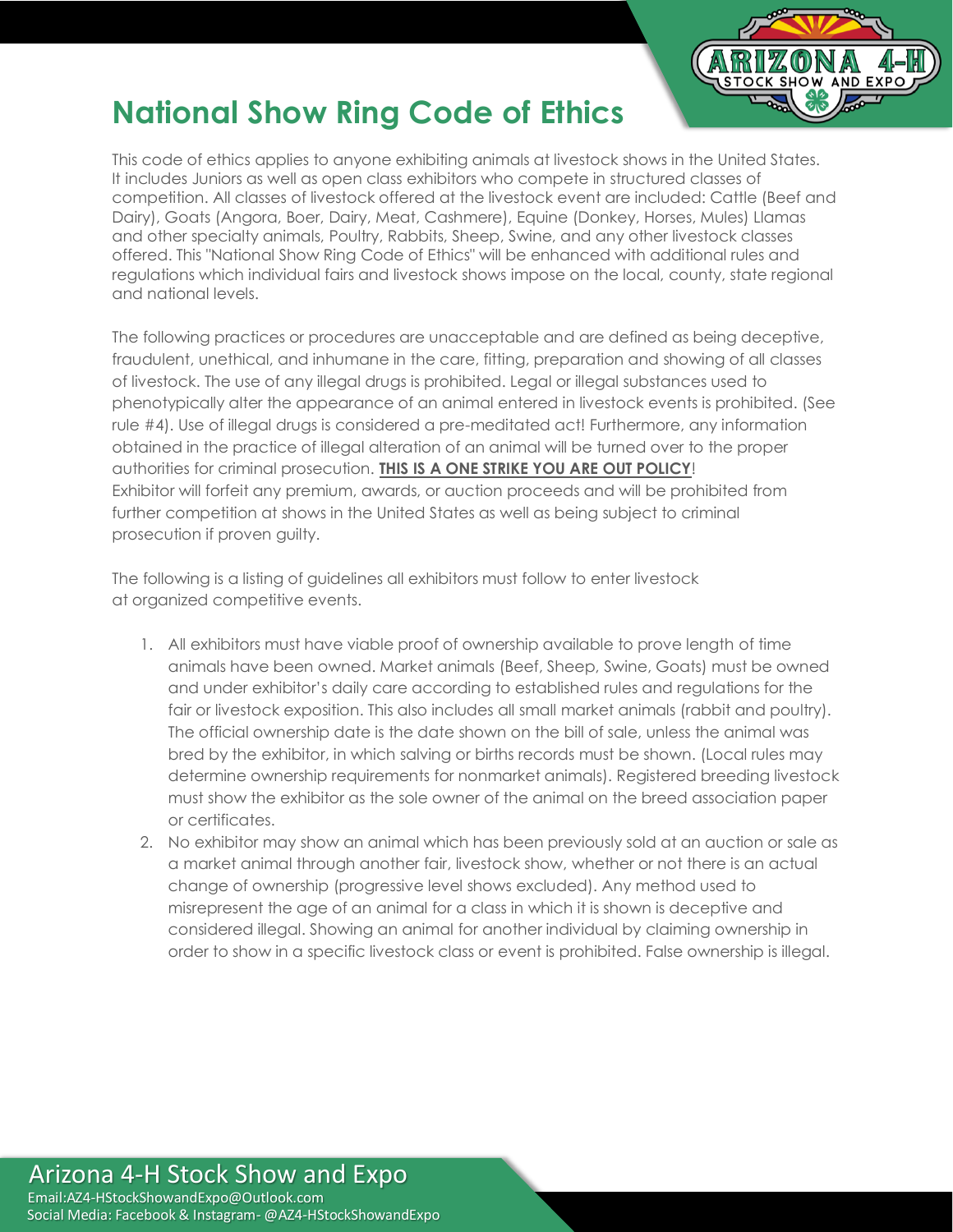# National Show Ring Code of Ethics

This code of ethics applies to anyone exhibiting animals at livestock shows in the United States. It includes Juniors as well as open class exhibitors who compete in structured classes of competition. All classes of livestock offered at the livestock event are included: Cattle (Beef and Dairy), Goats (Angora, Boer, Dairy, Meat, Cashmere), Equine (Donkey, Horses, Mules) Llamas and other specialty animals, Poultry, Rabbits, Sheep, Swine, and any other livestock classes offered. This "National Show Ring Code of Ethics" will be enhanced with additional rules and regulations which individual fairs and livestock shows impose on the local, county, state regional and national levels.

The following practices or procedures are unacceptable and are defined as being deceptive, fraudulent, unethical, and inhumane in the care, fitting, preparation and showing of all classes of livestock. The use of any illegal drugs is prohibited. Legal or illegal substances used to phenotypically alter the appearance of an animal entered in livestock events is prohibited. (See rule #4). Use of illegal drugs is considered a pre-meditated act! Furthermore, any information obtained in the practice of illegal alteration of an animal will be turned over to the proper authorities for criminal prosecution. **THIS IS A ONE STRIKE YOU ARE OUT POLICY**! Exhibitor will forfeit any premium, awards, or auction proceeds and will be prohibited from further competition at shows in the United States as well as being subject to criminal prosecution if proven guilty.

The following is a listing of guidelines all exhibitors must follow to enter livestock at organized competitive events.

1. All exhibitors must have viable proof of ownership available to prove length of time animals have been owned. Market animals (Beef, Sheep, Swine, Goats) must be owned and under exhibitor's daily care according to established rules and regulations for the fair or livestock exposition. This also includes all small market animals (rabbit and poultry). The official ownership date is the date shown on the bill of sale, unless the animal was bred by the exhibitor, in which salving or births records must be shown. (Local rules may determine ownership requirements for nonmarket animals). Registered breeding livestock must show the exhibitor as the sole owner of the animal on the breed association paper or certificates.
2. No exhibitor may show an animal which has been previously sold at an auction or sale as a market animal through another fair, livestock show, whether or not there is an actual change of ownership (progressive level shows excluded). Any method used to misrepresent the age of an animal for a class in which it is shown is deceptive and considered illegal. Showing an animal for another individual by claiming ownership in order to show in a specific livestock class or event is prohibited. False ownership is illegal.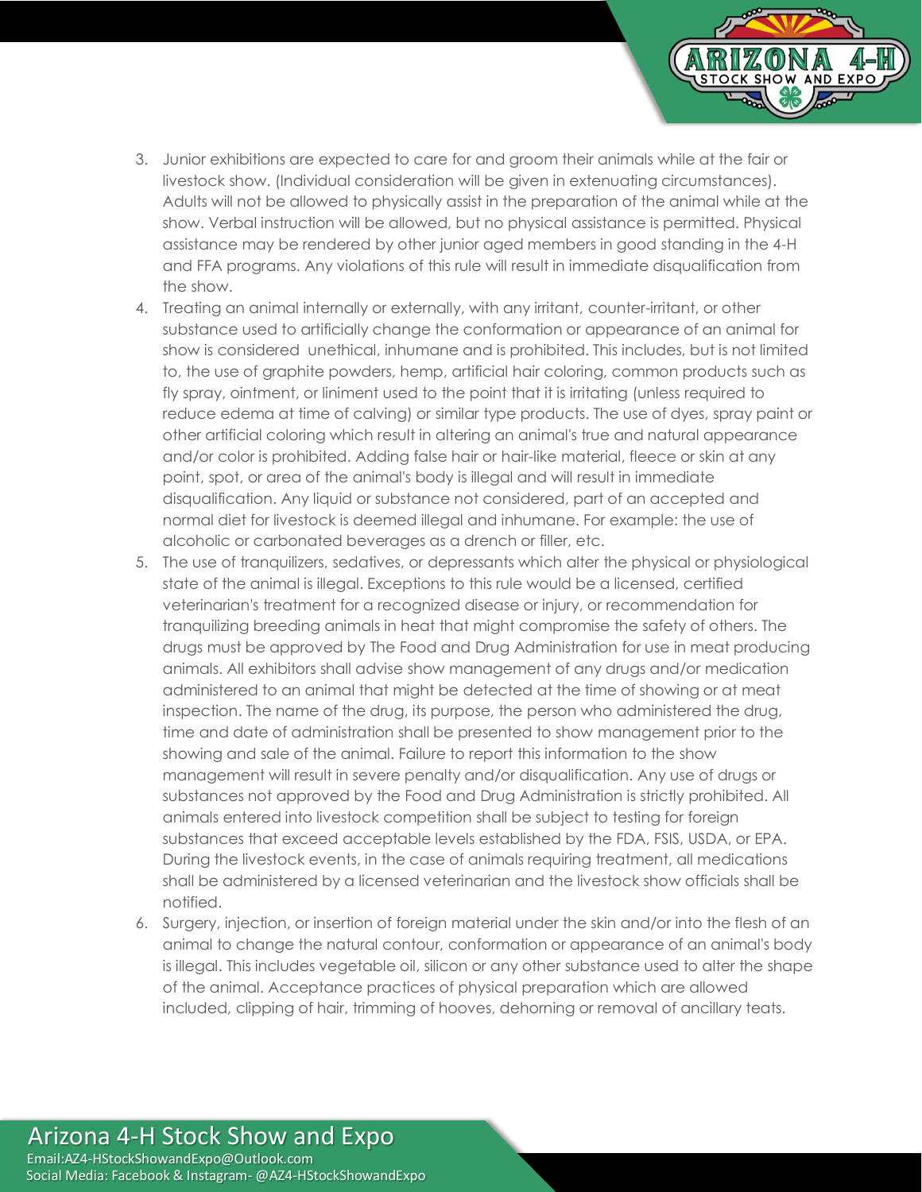3. Junior exhibitions are expected to care for and groom their animals while at the fair or livestock show. (Individual consideration will be given in extenuating circumstances). Adults will not be allowed to physically assist in the preparation of the animal while at the show. Verbal instruction will be allowed, but no physical assistance is permitted. Physical assistance may be rendered by other junior aged members in good standing in the 4-H and FFA programs. Any violations of this rule will result in immediate disqualification from the show.
4. Treating an animal internally or externally, with any irritant, counter-irritant, or other substance used to artificially change the conformation or appearance of an animal for show is considered unethical, inhumane and is prohibited. This includes, but is not limited to, the use of graphite powders, hemp, artificial hair coloring, common products such as fly spray, ointment, or liniment used to the point that it is irritating (unless required to reduce edema at time of calving) or similar type products. The use of dyes, spray paint or other artificial coloring which result in altering an animal's true and natural appearance and/or color is prohibited. Adding false hair or hair-like material, fleece or skin at any point, spot, or area of the animal's body is illegal and will result in immediate disqualification. Any liquid or substance not considered, part of an accepted and normal diet for livestock is deemed illegal and inhumane. For example: the use of alcoholic or carbonated beverages as a drench or filler, etc.
5. The use of tranquilizers, sedatives, or depressants which alter the physical or physiological state of the animal is illegal. Exceptions to this rule would be a licensed, certified veterinarian's treatment for a recognized disease or injury, or recommendation for tranquilizing breeding animals in heat that might compromise the safety of others. The drugs must be approved by The Food and Drug Administration for use in meat producing animals. All exhibitors shall advise show management of any drugs and/or medication administered to an animal that might be detected at the time of showing or at meat inspection. The name of the drug, its purpose, the person who administered the drug, time and date of administration shall be presented to show management prior to the showing and sale of the animal. Failure to report this information to the show management will result in severe penalty and/or disqualification. Any use of drugs or substances not approved by the Food and Drug Administration is strictly prohibited. All animals entered into livestock competition shall be subject to testing for foreign substances that exceed acceptable levels established by the FDA, FSIS, USDA, or EPA. During the livestock events, in the case of animals requiring treatment, all medications shall be administered by a licensed veterinarian and the livestock show officials shall be notified.
6. Surgery, injection, or insertion of foreign material under the skin and/or into the flesh of an animal to change the natural contour, conformation or appearance of an animal's body is illegal. This includes vegetable oil, silicon or any other substance used to alter the shape of the animal. Acceptance practices of physical preparation which are allowed included, clipping of hair, trimming of hooves, dehorning or removal of ancillary teats.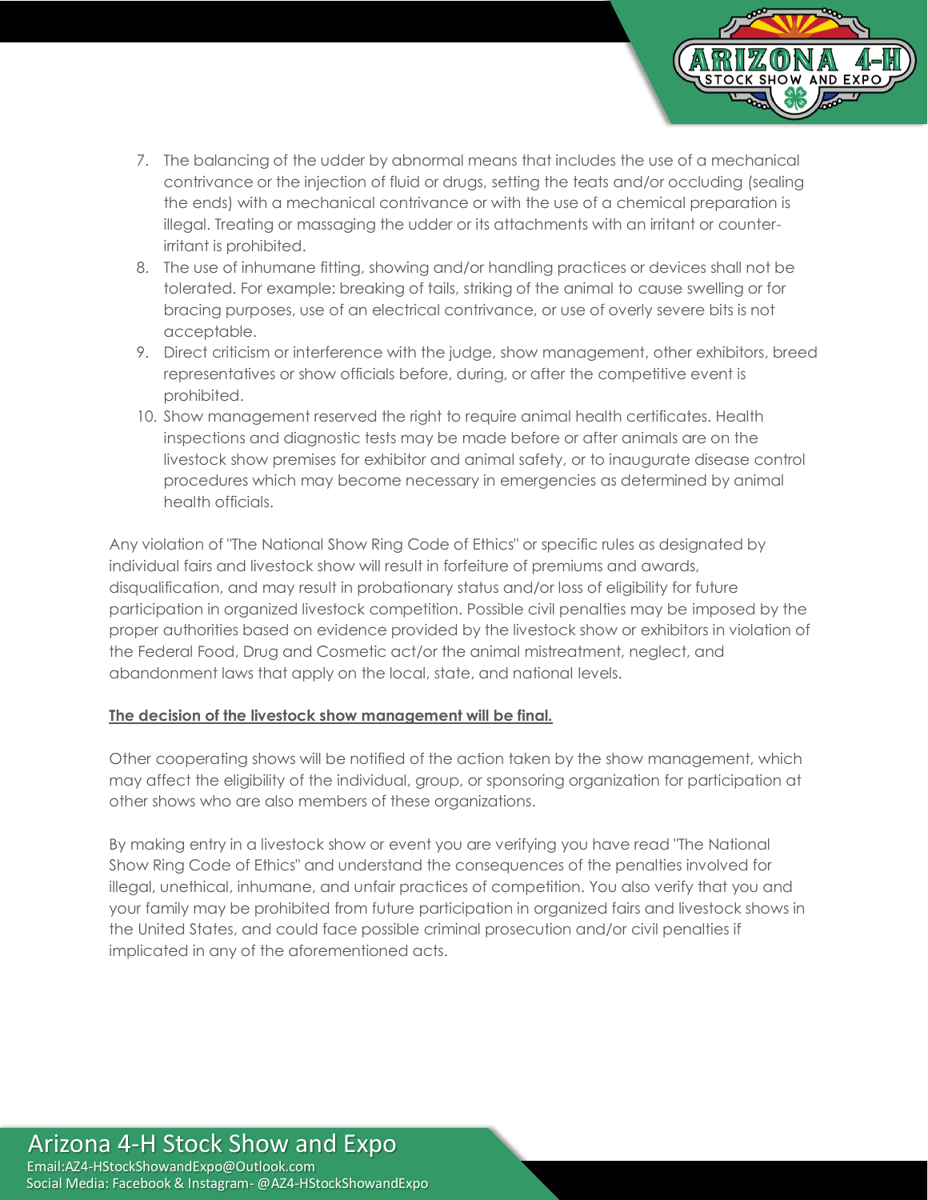7. The balancing of the udder by abnormal means that includes the use of a mechanical contrivance or the injection of fluid or drugs, setting the teats and/or occluding (sealing the ends) with a mechanical contrivance or with the use of a chemical preparation is illegal. Treating or massaging the udder or its attachments with an irritant or counter-irritant is prohibited.
8. The use of inhumane fitting, showing and/or handling practices or devices shall not be tolerated. For example: breaking of tails, striking of the animal to cause swelling or for bracing purposes, use of an electrical contrivance, or use of overly severe bits is not acceptable.
9. Direct criticism or interference with the judge, show management, other exhibitors, breed representatives or show officials before, during, or after the competitive event is prohibited.
10. Show management reserved the right to require animal health certificates. Health inspections and diagnostic tests may be made before or after animals are on the livestock show premises for exhibitor and animal safety, or to inaugurate disease control procedures which may become necessary in emergencies as determined by animal health officials.

Any violation of "The National Show Ring Code of Ethics" or specific rules as designated by individual fairs and livestock show will result in forfeiture of premiums and awards, disqualification, and may result in probationary status and/or loss of eligibility for future participation in organized livestock competition. Possible civil penalties may be imposed by the proper authorities based on evidence provided by the livestock show or exhibitors in violation of the Federal Food, Drug and Cosmetic act/or the animal mistreatment, neglect, and abandonment laws that apply on the local, state, and national levels.

**The decision of the livestock show management will be final.**

Other cooperating shows will be notified of the action taken by the show management, which may affect the eligibility of the individual, group, or sponsoring organization for participation at other shows who are also members of these organizations.

By making entry in a livestock show or event you are verifying you have read "The National Show Ring Code of Ethics" and understand the consequences of the penalties involved for illegal, unethical, inhumane, and unfair practices of competition. You also verify that you and your family may be prohibited from future participation in organized fairs and livestock shows in the United States, and could face possible criminal prosecution and/or civil penalties if implicated in any of the aforementioned acts.